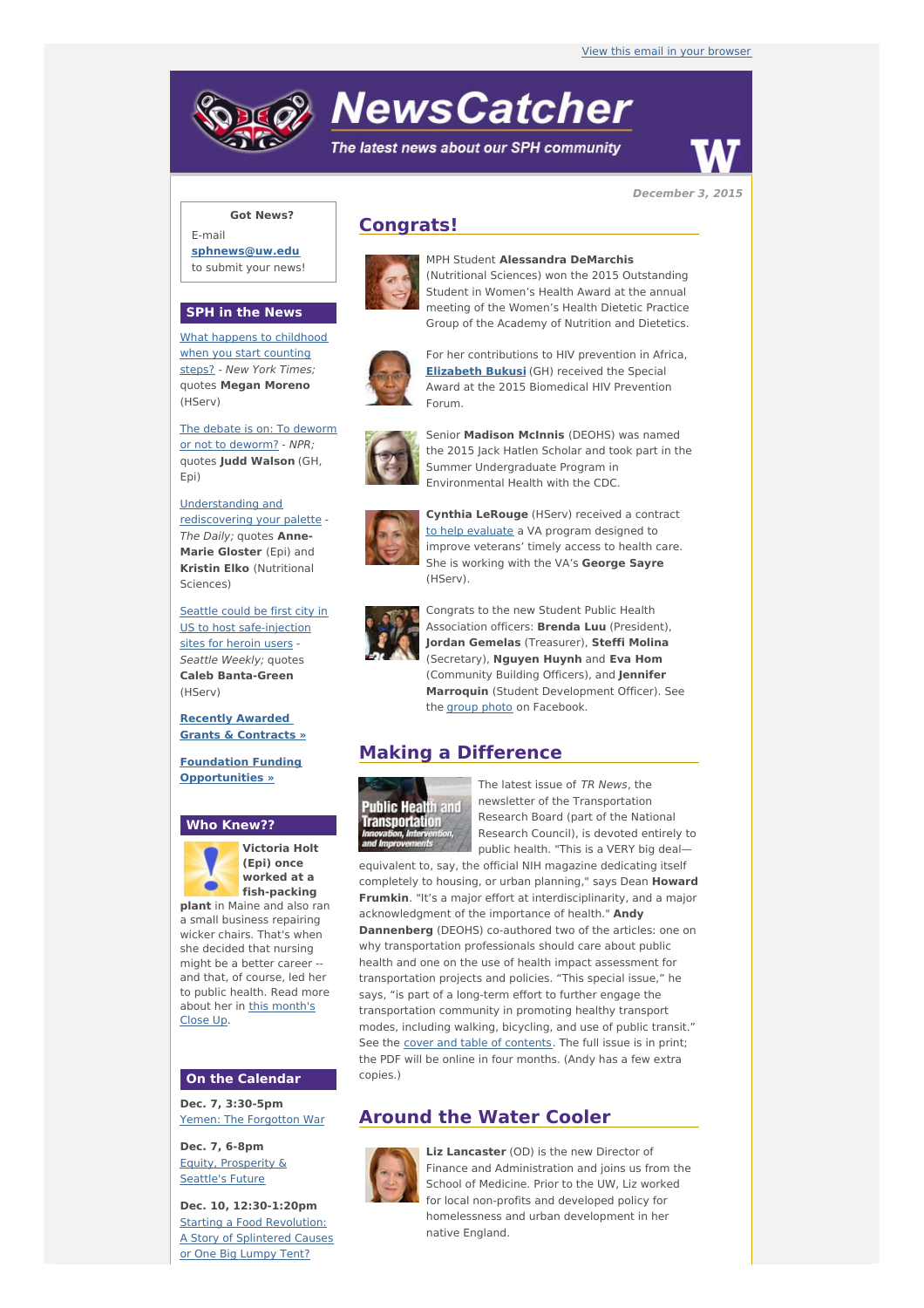View this email in your browser

# NewsCatcher

*The latest news about our SPH community*

**December 3, 2015**

**Got News?**

E-mail **sphnews@uw.edu** to submit your news!

## SPH in the News

What happens to childhood when you start counting steps? - *New York Times;* quotes **Megan Moreno** (HServ)

The debate is on: To deworm or not to deworm? - *NPR;* quotes **Judd Walson** (GH, Epi)

Understanding and rediscovering your palette - *The Daily;* quotes **Anne-Marie Gloster** (Epi) and **Kristin Elko** (Nutritional Sciences)

Seattle could be first city in US to host safe-injection sites for heroin users - *Seattle Weekly;* quotes **Caleb Banta-Green** (HServ)

**Recently Awarded Grants & Contracts »**

**Foundation Funding Opportunities »**

## Who Knew??

**Victoria Holt (Epi) once worked at a fish-packing plant** in Maine and also ran a small business repairing wicker chairs. That's when she decided that nursing might be a better career -- and that, of course, led her to public health. Read more about her in this month's Close Up.

## On the Calendar

**Dec. 7, 3:30-5pm**
Yemen: The Forgotton War

**Dec. 7, 6-8pm**
Equity, Prosperity & Seattle's Future

**Dec. 10, 12:30-1:20pm**
Starting a Food Revolution: A Story of Splintered Causes or One Big Lumpy Tent?

## Congrats!

MPH Student **Alessandra DeMarchis** (Nutritional Sciences) won the 2015 Outstanding Student in Women's Health Award at the annual meeting of the Women's Health Dietetic Practice Group of the Academy of Nutrition and Dietetics.

For her contributions to HIV prevention in Africa, **Elizabeth Bukusi** (GH) received the Special Award at the 2015 Biomedical HIV Prevention Forum.

Senior **Madison McInnis** (DEOHS) was named the 2015 Jack Hatlen Scholar and took part in the Summer Undergraduate Program in Environmental Health with the CDC.

**Cynthia LeRouge** (HServ) received a contract to help evaluate a VA program designed to improve veterans' timely access to health care. She is working with the VA's **George Sayre** (HServ).

Congrats to the new Student Public Health Association officers: **Brenda Luu** (President), **Jordan Gemelas** (Treasurer), **Steffi Molina** (Secretary), **Nguyen Huynh** and **Eva Hom** (Community Building Officers), and **Jennifer Marroquin** (Student Development Officer). See the group photo on Facebook.

## Making a Difference

The latest issue of *TR News*, the newsletter of the Transportation Research Board (part of the National Research Council), is devoted entirely to public health. "This is a VERY big deal—equivalent to, say, the official NIH magazine dedicating itself completely to housing, or urban planning," says Dean **Howard Frumkin**. "It's a major effort at interdisciplinarity, and a major acknowledgment of the importance of health." **Andy Dannenberg** (DEOHS) co-authored two of the articles: one on why transportation professionals should care about public health and one on the use of health impact assessment for transportation projects and policies. "This special issue," he says, "is part of a long-term effort to further engage the transportation community in promoting healthy transport modes, including walking, bicycling, and use of public transit." See the cover and table of contents. The full issue is in print; the PDF will be online in four months. (Andy has a few extra copies.)

## Around the Water Cooler

**Liz Lancaster** (OD) is the new Director of Finance and Administration and joins us from the School of Medicine. Prior to the UW, Liz worked for local non-profits and developed policy for homelessness and urban development in her native England.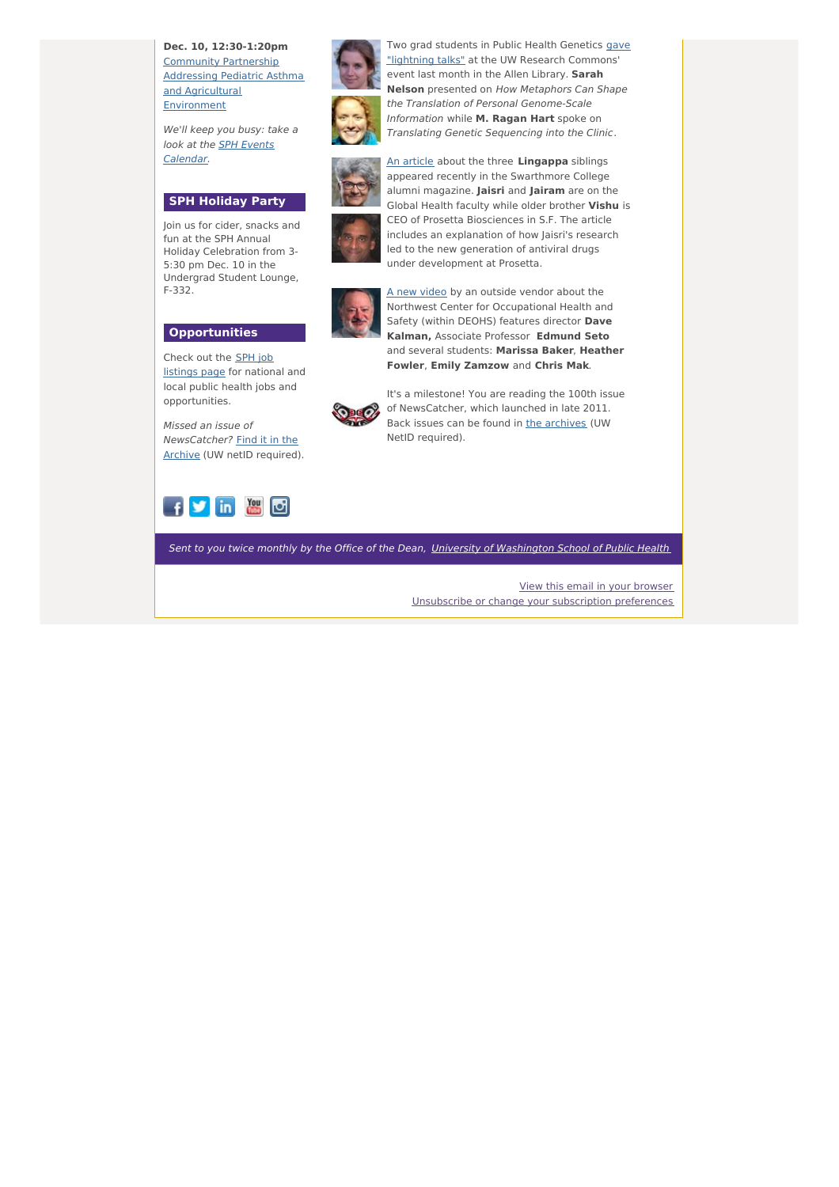**Dec. 10, 12:30-1:20pm**
Community Partnership Addressing Pediatric Asthma and Agricultural Environment

*We'll keep you busy: take a look at the SPH Events Calendar.*

## SPH Holiday Party

Join us for cider, snacks and fun at the SPH Annual Holiday Celebration from 3-5:30 pm Dec. 10 in the Undergrad Student Lounge, F-332.

## Opportunities

Check out the SPH job listings page for national and local public health jobs and opportunities.

*Missed an issue of NewsCatcher?* Find it in the Archive (UW netID required).

Two grad students in Public Health Genetics gave "lightning talks" at the UW Research Commons' event last month in the Allen Library. **Sarah Nelson** presented on *How Metaphors Can Shape the Translation of Personal Genome-Scale Information* while **M. Ragan Hart** spoke on *Translating Genetic Sequencing into the Clinic*.

An article about the three **Lingappa** siblings appeared recently in the Swarthmore College alumni magazine. **Jaisri** and **Jairam** are on the Global Health faculty while older brother **Vishu** is CEO of Prosetta Biosciences in S.F. The article includes an explanation of how Jaisri's research led to the new generation of antiviral drugs under development at Prosetta.

A new video by an outside vendor about the Northwest Center for Occupational Health and Safety (within DEOHS) features director **Dave Kalman,** Associate Professor **Edmund Seto** and several students: **Marissa Baker**, **Heather Fowler**, **Emily Zamzow** and **Chris Mak**.

It's a milestone! You are reading the 100th issue of NewsCatcher, which launched in late 2011. Back issues can be found in the archives (UW NetID required).

*Sent to you twice monthly by the Office of the Dean, University of Washington School of Public Health*

View this email in your browser
Unsubscribe or change your subscription preferences